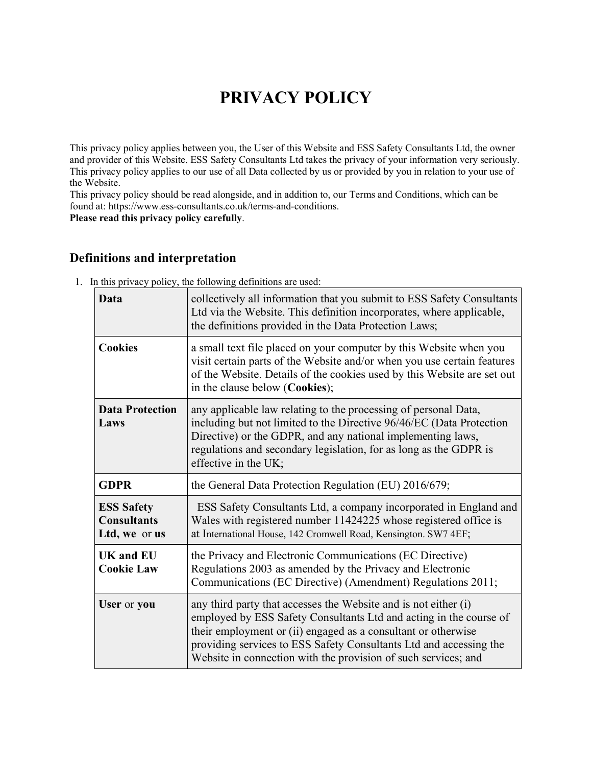# PRIVACY POLICY

This privacy policy applies between you, the User of this Website and ESS Safety Consultants Ltd, the owner and provider of this Website. ESS Safety Consultants Ltd takes the privacy of your information very seriously. This privacy policy applies to our use of all Data collected by us or provided by you in relation to your use of the Website.

This privacy policy should be read alongside, and in addition to, our Terms and Conditions, which can be found at: https://www.ess-consultants.co.uk/terms-and-conditions.

**Please read this privacy policy carefully**.

## Definitions and interpretation

1. In this privacy policy, the following definitions are used:

| | |
|---|---|
| **Data** | collectively all information that you submit to ESS Safety Consultants Ltd via the Website. This definition incorporates, where applicable, the definitions provided in the Data Protection Laws; |
| **Cookies** | a small text file placed on your computer by this Website when you visit certain parts of the Website and/or when you use certain features of the Website. Details of the cookies used by this Website are set out in the clause below (**Cookies**); |
| **Data Protection Laws** | any applicable law relating to the processing of personal Data, including but not limited to the Directive 96/46/EC (Data Protection Directive) or the GDPR, and any national implementing laws, regulations and secondary legislation, for as long as the GDPR is effective in the UK; |
| **GDPR** | the General Data Protection Regulation (EU) 2016/679; |
| **ESS Safety Consultants Ltd, we** or **us** | ESS Safety Consultants Ltd, a company incorporated in England and Wales with registered number 11424225 whose registered office is at International House, 142 Cromwell Road, Kensington. SW7 4EF; |
| **UK and EU Cookie Law** | the Privacy and Electronic Communications (EC Directive) Regulations 2003 as amended by the Privacy and Electronic Communications (EC Directive) (Amendment) Regulations 2011; |
| **User** or **you** | any third party that accesses the Website and is not either (i) employed by ESS Safety Consultants Ltd and acting in the course of their employment or (ii) engaged as a consultant or otherwise providing services to ESS Safety Consultants Ltd and accessing the Website in connection with the provision of such services; and |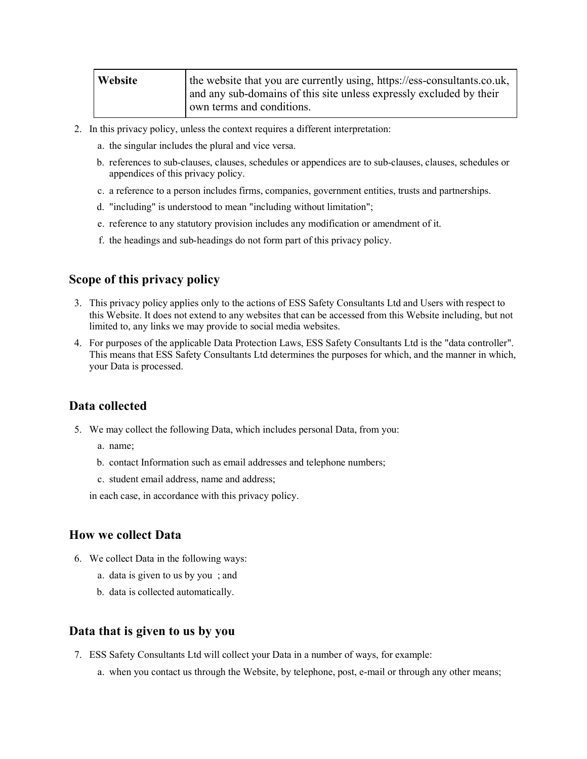| Website | the website that you are currently using, https://ess-consultants.co.uk, and any sub-domains of this site unless expressly excluded by their own terms and conditions. |
|---|---|

2. In this privacy policy, unless the context requires a different interpretation:
   a. the singular includes the plural and vice versa.
   b. references to sub-clauses, clauses, schedules or appendices are to sub-clauses, clauses, schedules or appendices of this privacy policy.
   c. a reference to a person includes firms, companies, government entities, trusts and partnerships.
   d. "including" is understood to mean "including without limitation";
   e. reference to any statutory provision includes any modification or amendment of it.
   f. the headings and sub-headings do not form part of this privacy policy.

## Scope of this privacy policy

3. This privacy policy applies only to the actions of ESS Safety Consultants Ltd and Users with respect to this Website. It does not extend to any websites that can be accessed from this Website including, but not limited to, any links we may provide to social media websites.
4. For purposes of the applicable Data Protection Laws, ESS Safety Consultants Ltd is the "data controller". This means that ESS Safety Consultants Ltd determines the purposes for which, and the manner in which, your Data is processed.

## Data collected

5. We may collect the following Data, which includes personal Data, from you:
   a. name;
   b. contact Information such as email addresses and telephone numbers;
   c. student email address, name and address;

   in each case, in accordance with this privacy policy.

## How we collect Data

6. We collect Data in the following ways:
   a. data is given to us by you ; and
   b. data is collected automatically.

## Data that is given to us by you

7. ESS Safety Consultants Ltd will collect your Data in a number of ways, for example:
   a. when you contact us through the Website, by telephone, post, e-mail or through any other means;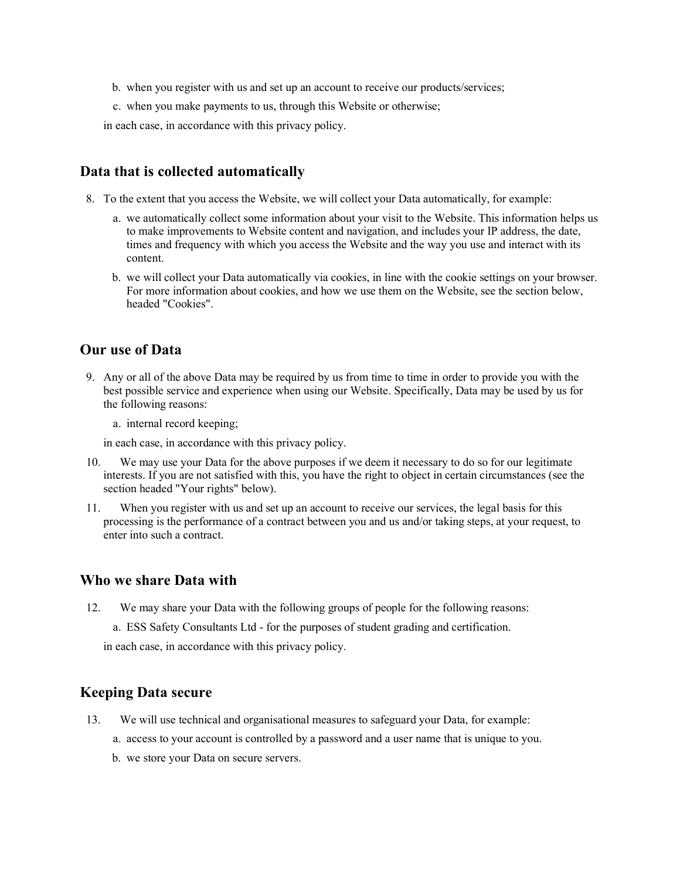b. when you register with us and set up an account to receive our products/services;

c. when you make payments to us, through this Website or otherwise;

in each case, in accordance with this privacy policy.

## Data that is collected automatically

8. To the extent that you access the Website, we will collect your Data automatically, for example:

   a. we automatically collect some information about your visit to the Website. This information helps us to make improvements to Website content and navigation, and includes your IP address, the date, times and frequency with which you access the Website and the way you use and interact with its content.

   b. we will collect your Data automatically via cookies, in line with the cookie settings on your browser. For more information about cookies, and how we use them on the Website, see the section below, headed "Cookies".

## Our use of Data

9. Any or all of the above Data may be required by us from time to time in order to provide you with the best possible service and experience when using our Website. Specifically, Data may be used by us for the following reasons:

   a. internal record keeping;

   in each case, in accordance with this privacy policy.

10. We may use your Data for the above purposes if we deem it necessary to do so for our legitimate interests. If you are not satisfied with this, you have the right to object in certain circumstances (see the section headed "Your rights" below).

11. When you register with us and set up an account to receive our services, the legal basis for this processing is the performance of a contract between you and us and/or taking steps, at your request, to enter into such a contract.

## Who we share Data with

12. We may share your Data with the following groups of people for the following reasons:

   a. ESS Safety Consultants Ltd - for the purposes of student grading and certification.

   in each case, in accordance with this privacy policy.

## Keeping Data secure

13. We will use technical and organisational measures to safeguard your Data, for example:

   a. access to your account is controlled by a password and a user name that is unique to you.

   b. we store your Data on secure servers.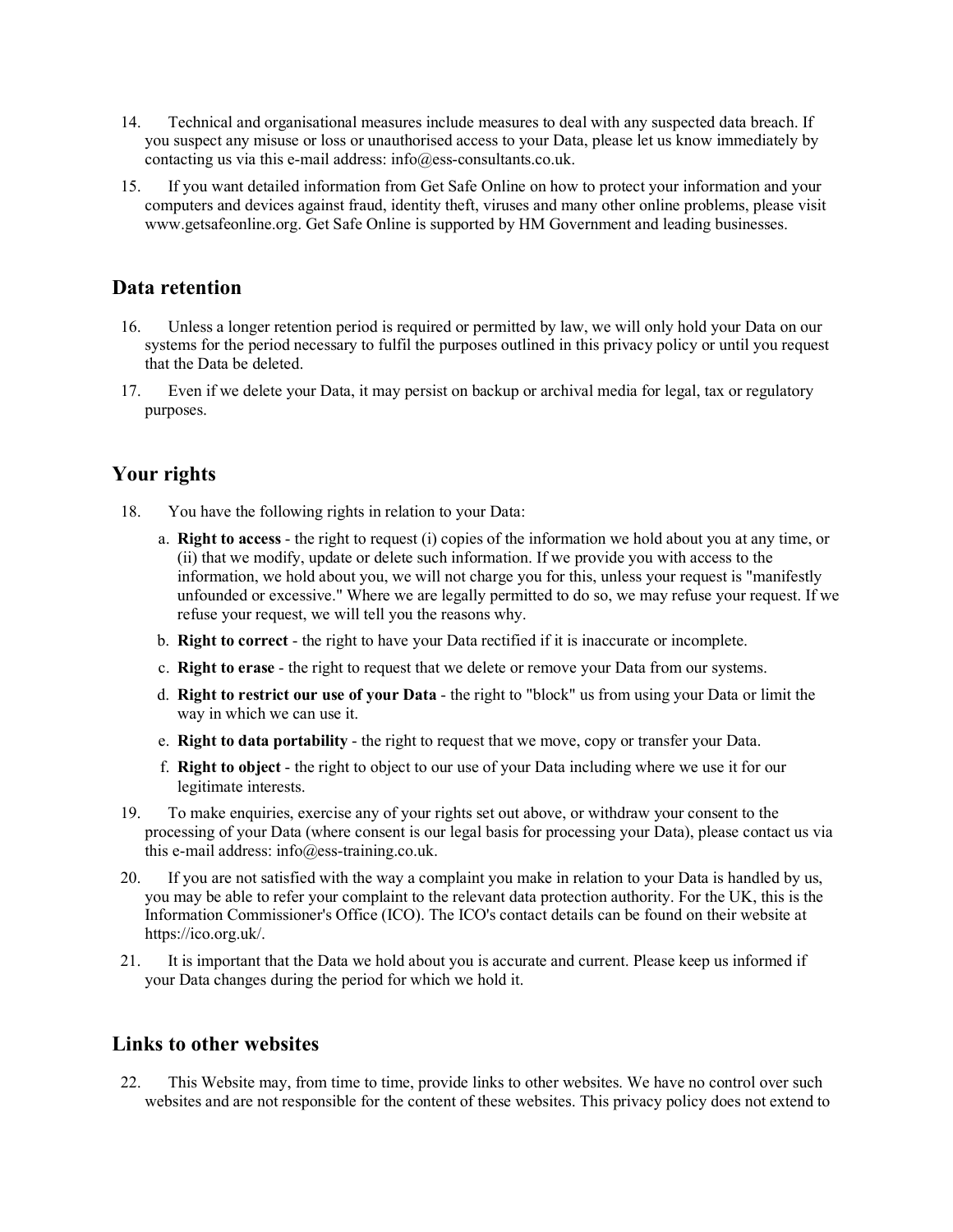14. Technical and organisational measures include measures to deal with any suspected data breach. If you suspect any misuse or loss or unauthorised access to your Data, please let us know immediately by contacting us via this e-mail address: info@ess-consultants.co.uk.

15. If you want detailed information from Get Safe Online on how to protect your information and your computers and devices against fraud, identity theft, viruses and many other online problems, please visit www.getsafeonline.org. Get Safe Online is supported by HM Government and leading businesses.

## Data retention

16. Unless a longer retention period is required or permitted by law, we will only hold your Data on our systems for the period necessary to fulfil the purposes outlined in this privacy policy or until you request that the Data be deleted.

17. Even if we delete your Data, it may persist on backup or archival media for legal, tax or regulatory purposes.

## Your rights

18. You have the following rights in relation to your Data:

    a. **Right to access** - the right to request (i) copies of the information we hold about you at any time, or (ii) that we modify, update or delete such information. If we provide you with access to the information, we hold about you, we will not charge you for this, unless your request is "manifestly unfounded or excessive." Where we are legally permitted to do so, we may refuse your request. If we refuse your request, we will tell you the reasons why.

    b. **Right to correct** - the right to have your Data rectified if it is inaccurate or incomplete.

    c. **Right to erase** - the right to request that we delete or remove your Data from our systems.

    d. **Right to restrict our use of your Data** - the right to "block" us from using your Data or limit the way in which we can use it.

    e. **Right to data portability** - the right to request that we move, copy or transfer your Data.

    f. **Right to object** - the right to object to our use of your Data including where we use it for our legitimate interests.

19. To make enquiries, exercise any of your rights set out above, or withdraw your consent to the processing of your Data (where consent is our legal basis for processing your Data), please contact us via this e-mail address: info@ess-training.co.uk.

20. If you are not satisfied with the way a complaint you make in relation to your Data is handled by us, you may be able to refer your complaint to the relevant data protection authority. For the UK, this is the Information Commissioner's Office (ICO). The ICO's contact details can be found on their website at https://ico.org.uk/.

21. It is important that the Data we hold about you is accurate and current. Please keep us informed if your Data changes during the period for which we hold it.

## Links to other websites

22. This Website may, from time to time, provide links to other websites. We have no control over such websites and are not responsible for the content of these websites. This privacy policy does not extend to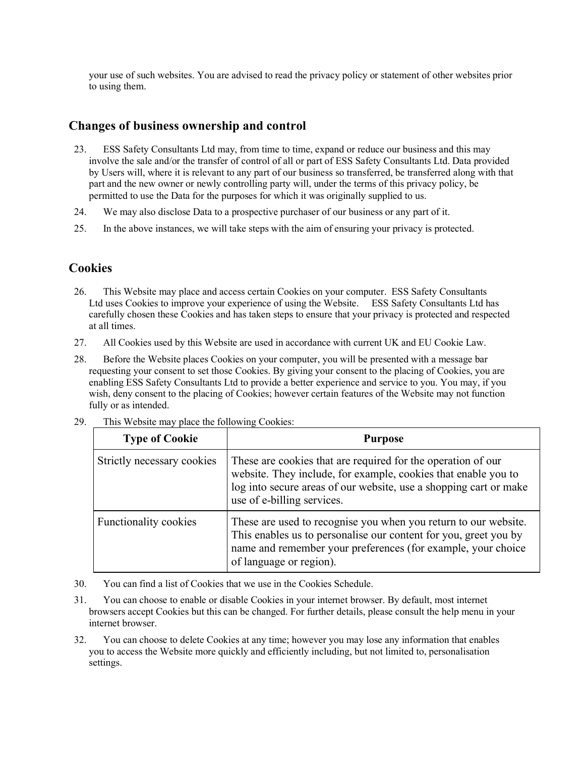your use of such websites. You are advised to read the privacy policy or statement of other websites prior to using them.

## Changes of business ownership and control

23. ESS Safety Consultants Ltd may, from time to time, expand or reduce our business and this may involve the sale and/or the transfer of control of all or part of ESS Safety Consultants Ltd. Data provided by Users will, where it is relevant to any part of our business so transferred, be transferred along with that part and the new owner or newly controlling party will, under the terms of this privacy policy, be permitted to use the Data for the purposes for which it was originally supplied to us.
24. We may also disclose Data to a prospective purchaser of our business or any part of it.
25. In the above instances, we will take steps with the aim of ensuring your privacy is protected.

## Cookies

26. This Website may place and access certain Cookies on your computer. ESS Safety Consultants Ltd uses Cookies to improve your experience of using the Website. ESS Safety Consultants Ltd has carefully chosen these Cookies and has taken steps to ensure that your privacy is protected and respected at all times.
27. All Cookies used by this Website are used in accordance with current UK and EU Cookie Law.
28. Before the Website places Cookies on your computer, you will be presented with a message bar requesting your consent to set those Cookies. By giving your consent to the placing of Cookies, you are enabling ESS Safety Consultants Ltd to provide a better experience and service to you. You may, if you wish, deny consent to the placing of Cookies; however certain features of the Website may not function fully or as intended.
29. This Website may place the following Cookies:

| Type of Cookie | Purpose |
|---|---|
| Strictly necessary cookies | These are cookies that are required for the operation of our website. They include, for example, cookies that enable you to log into secure areas of our website, use a shopping cart or make use of e-billing services. |
| Functionality cookies | These are used to recognise you when you return to our website. This enables us to personalise our content for you, greet you by name and remember your preferences (for example, your choice of language or region). |

30. You can find a list of Cookies that we use in the Cookies Schedule.
31. You can choose to enable or disable Cookies in your internet browser. By default, most internet browsers accept Cookies but this can be changed. For further details, please consult the help menu in your internet browser.
32. You can choose to delete Cookies at any time; however you may lose any information that enables you to access the Website more quickly and efficiently including, but not limited to, personalisation settings.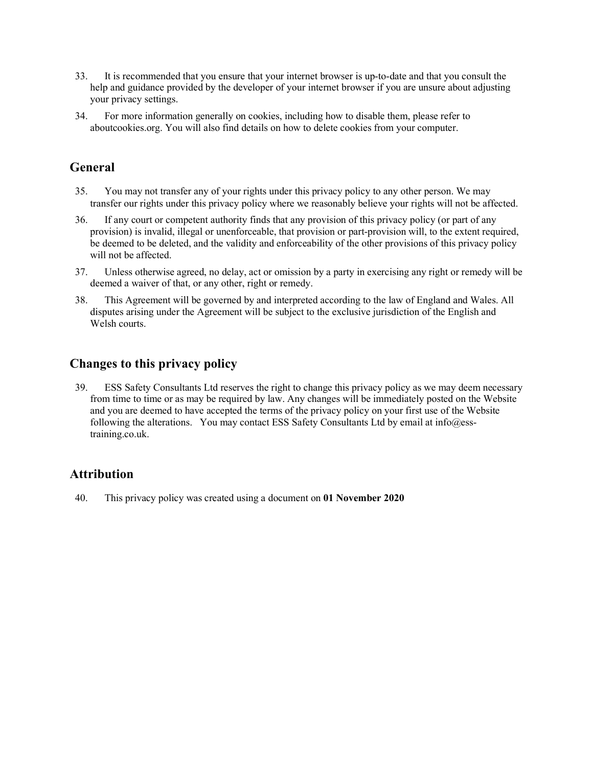33. It is recommended that you ensure that your internet browser is up-to-date and that you consult the help and guidance provided by the developer of your internet browser if you are unsure about adjusting your privacy settings.
34. For more information generally on cookies, including how to disable them, please refer to aboutcookies.org. You will also find details on how to delete cookies from your computer.

## General

35. You may not transfer any of your rights under this privacy policy to any other person. We may transfer our rights under this privacy policy where we reasonably believe your rights will not be affected.
36. If any court or competent authority finds that any provision of this privacy policy (or part of any provision) is invalid, illegal or unenforceable, that provision or part-provision will, to the extent required, be deemed to be deleted, and the validity and enforceability of the other provisions of this privacy policy will not be affected.
37. Unless otherwise agreed, no delay, act or omission by a party in exercising any right or remedy will be deemed a waiver of that, or any other, right or remedy.
38. This Agreement will be governed by and interpreted according to the law of England and Wales. All disputes arising under the Agreement will be subject to the exclusive jurisdiction of the English and Welsh courts.

## Changes to this privacy policy

39. ESS Safety Consultants Ltd reserves the right to change this privacy policy as we may deem necessary from time to time or as may be required by law. Any changes will be immediately posted on the Website and you are deemed to have accepted the terms of the privacy policy on your first use of the Website following the alterations. You may contact ESS Safety Consultants Ltd by email at info@ess-training.co.uk.

## Attribution

40. This privacy policy was created using a document on **01 November 2020**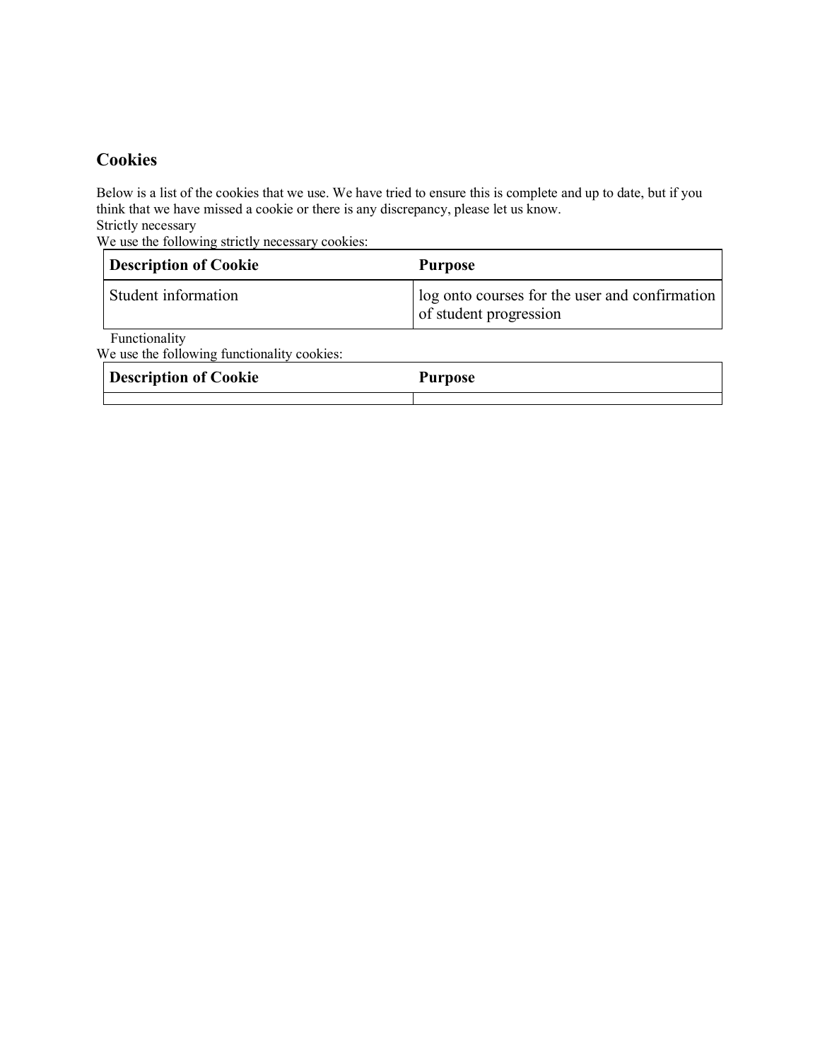## Cookies

Below is a list of the cookies that we use. We have tried to ensure this is complete and up to date, but if you think that we have missed a cookie or there is any discrepancy, please let us know.

Strictly necessary

We use the following strictly necessary cookies:

| **Description of Cookie** | **Purpose** |
|---|---|
| Student information | log onto courses for the user and confirmation of student progression |

Functionality

We use the following functionality cookies:

| **Description of Cookie** | **Purpose** |
|---|---|
| | |